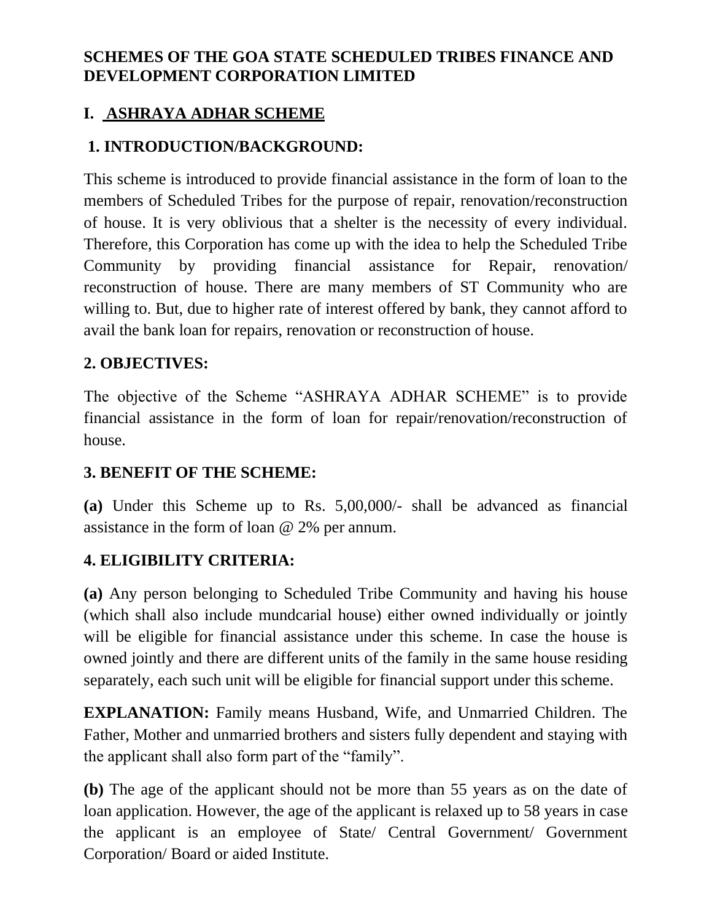# SCHEMES OF THE GOA STATE SCHEDULED TRIBES FINANCE AND DEVELOPMENT CORPORATION LIMITED

## I. ASHRAYA ADHAR SCHEME

### 1. INTRODUCTION/BACKGROUND:

This scheme is introduced to provide financial assistance in the form of loan to the members of Scheduled Tribes for the purpose of repair, renovation/reconstruction of house. It is very oblivious that a shelter is the necessity of every individual. Therefore, this Corporation has come up with the idea to help the Scheduled Tribe Community by providing financial assistance for Repair, renovation/ reconstruction of house. There are many members of ST Community who are willing to. But, due to higher rate of interest offered by bank, they cannot afford to avail the bank loan for repairs, renovation or reconstruction of house.

### 2. OBJECTIVES:

The objective of the Scheme "ASHRAYA ADHAR SCHEME" is to provide financial assistance in the form of loan for repair/renovation/reconstruction of house.

### 3. BENEFIT OF THE SCHEME:

**(a)** Under this Scheme up to Rs. 5,00,000/- shall be advanced as financial assistance in the form of loan @ 2% per annum.

### 4. ELIGIBILITY CRITERIA:

**(a)** Any person belonging to Scheduled Tribe Community and having his house (which shall also include mundcarial house) either owned individually or jointly will be eligible for financial assistance under this scheme. In case the house is owned jointly and there are different units of the family in the same house residing separately, each such unit will be eligible for financial support under this scheme.

**EXPLANATION:** Family means Husband, Wife, and Unmarried Children. The Father, Mother and unmarried brothers and sisters fully dependent and staying with the applicant shall also form part of the "family".

**(b)** The age of the applicant should not be more than 55 years as on the date of loan application. However, the age of the applicant is relaxed up to 58 years in case the applicant is an employee of State/ Central Government/ Government Corporation/ Board or aided Institute.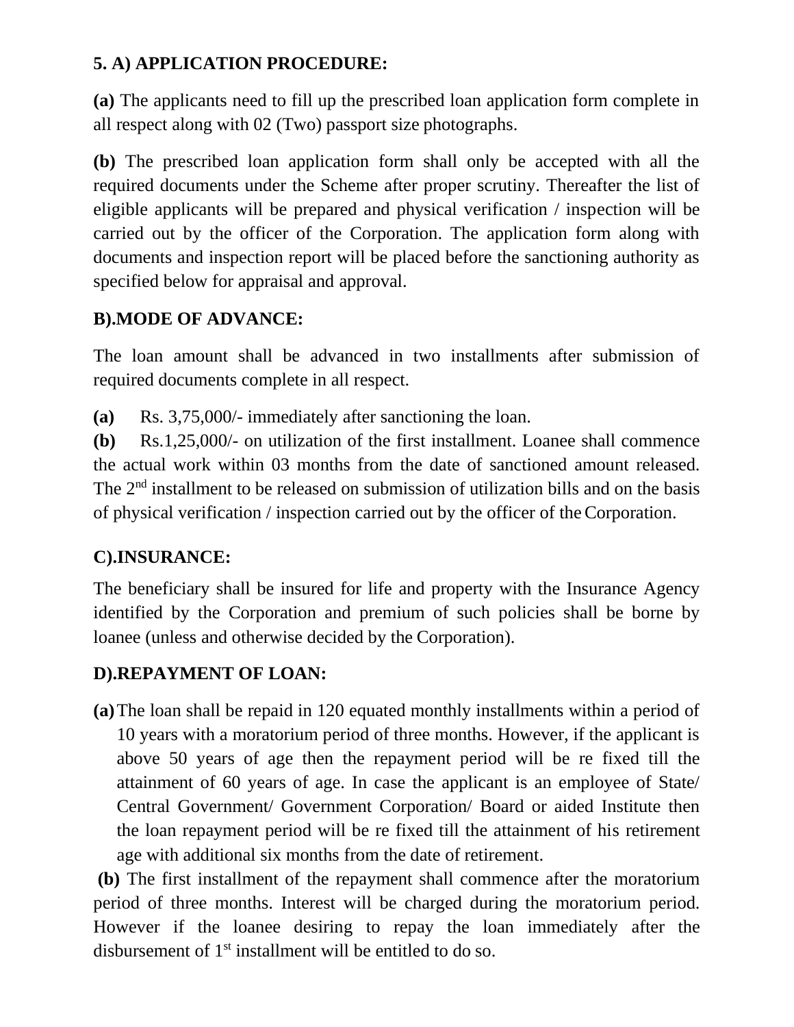**5. A) APPLICATION PROCEDURE:**

**(a)** The applicants need to fill up the prescribed loan application form complete in all respect along with 02 (Two) passport size photographs.

**(b)** The prescribed loan application form shall only be accepted with all the required documents under the Scheme after proper scrutiny. Thereafter the list of eligible applicants will be prepared and physical verification / inspection will be carried out by the officer of the Corporation. The application form along with documents and inspection report will be placed before the sanctioning authority as specified below for appraisal and approval.

**B).MODE OF ADVANCE:**

The loan amount shall be advanced in two installments after submission of required documents complete in all respect.

**(a)** Rs. 3,75,000/- immediately after sanctioning the loan.

**(b)** Rs.1,25,000/- on utilization of the first installment. Loanee shall commence the actual work within 03 months from the date of sanctioned amount released. The 2nd installment to be released on submission of utilization bills and on the basis of physical verification / inspection carried out by the officer of the Corporation.

**C).INSURANCE:**

The beneficiary shall be insured for life and property with the Insurance Agency identified by the Corporation and premium of such policies shall be borne by loanee (unless and otherwise decided by the Corporation).

**D).REPAYMENT OF LOAN:**

**(a)** The loan shall be repaid in 120 equated monthly installments within a period of 10 years with a moratorium period of three months. However, if the applicant is above 50 years of age then the repayment period will be re fixed till the attainment of 60 years of age. In case the applicant is an employee of State/ Central Government/ Government Corporation/ Board or aided Institute then the loan repayment period will be re fixed till the attainment of his retirement age with additional six months from the date of retirement.

**(b)** The first installment of the repayment shall commence after the moratorium period of three months. Interest will be charged during the moratorium period. However if the loanee desiring to repay the loan immediately after the disbursement of 1st installment will be entitled to do so.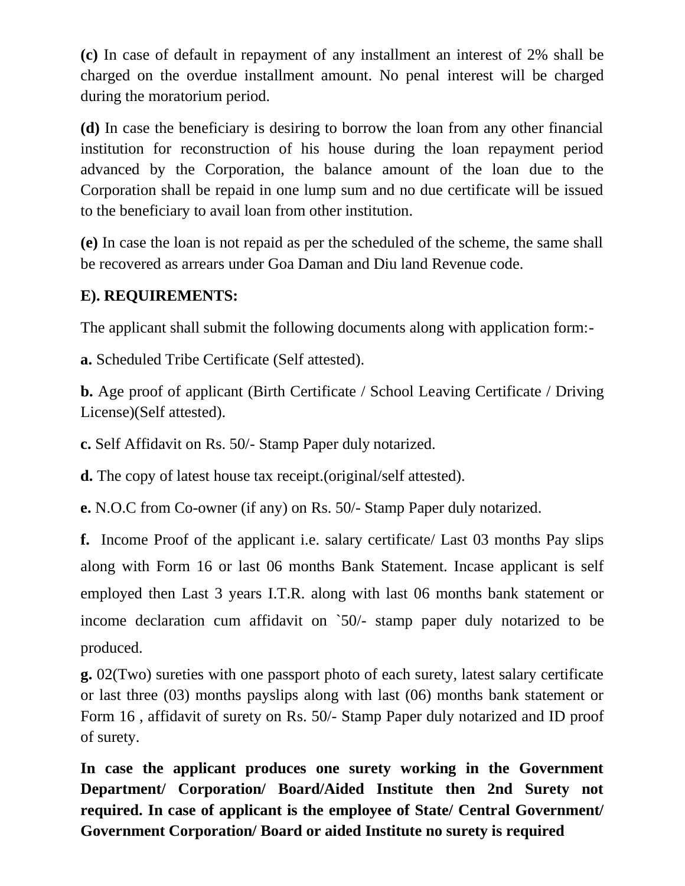**(c)** In case of default in repayment of any installment an interest of 2% shall be charged on the overdue installment amount. No penal interest will be charged during the moratorium period.

**(d)** In case the beneficiary is desiring to borrow the loan from any other financial institution for reconstruction of his house during the loan repayment period advanced by the Corporation, the balance amount of the loan due to the Corporation shall be repaid in one lump sum and no due certificate will be issued to the beneficiary to avail loan from other institution.

**(e)** In case the loan is not repaid as per the scheduled of the scheme, the same shall be recovered as arrears under Goa Daman and Diu land Revenue code.

**E). REQUIREMENTS:**

The applicant shall submit the following documents along with application form:-

**a.** Scheduled Tribe Certificate (Self attested).

**b.** Age proof of applicant (Birth Certificate / School Leaving Certificate / Driving License)(Self attested).

**c.** Self Affidavit on Rs. 50/- Stamp Paper duly notarized.

**d.** The copy of latest house tax receipt.(original/self attested).

**e.** N.O.C from Co-owner (if any) on Rs. 50/- Stamp Paper duly notarized.

**f.** Income Proof of the applicant i.e. salary certificate/ Last 03 months Pay slips along with Form 16 or last 06 months Bank Statement. Incase applicant is self employed then Last 3 years I.T.R. along with last 06 months bank statement or income declaration cum affidavit on `50/- stamp paper duly notarized to be produced.

**g.** 02(Two) sureties with one passport photo of each surety, latest salary certificate or last three (03) months payslips along with last (06) months bank statement or Form 16 , affidavit of surety on Rs. 50/- Stamp Paper duly notarized and ID proof of surety.

**In case the applicant produces one surety working in the Government Department/ Corporation/ Board/Aided Institute then 2nd Surety not required. In case of applicant is the employee of State/ Central Government/ Government Corporation/ Board or aided Institute no surety is required**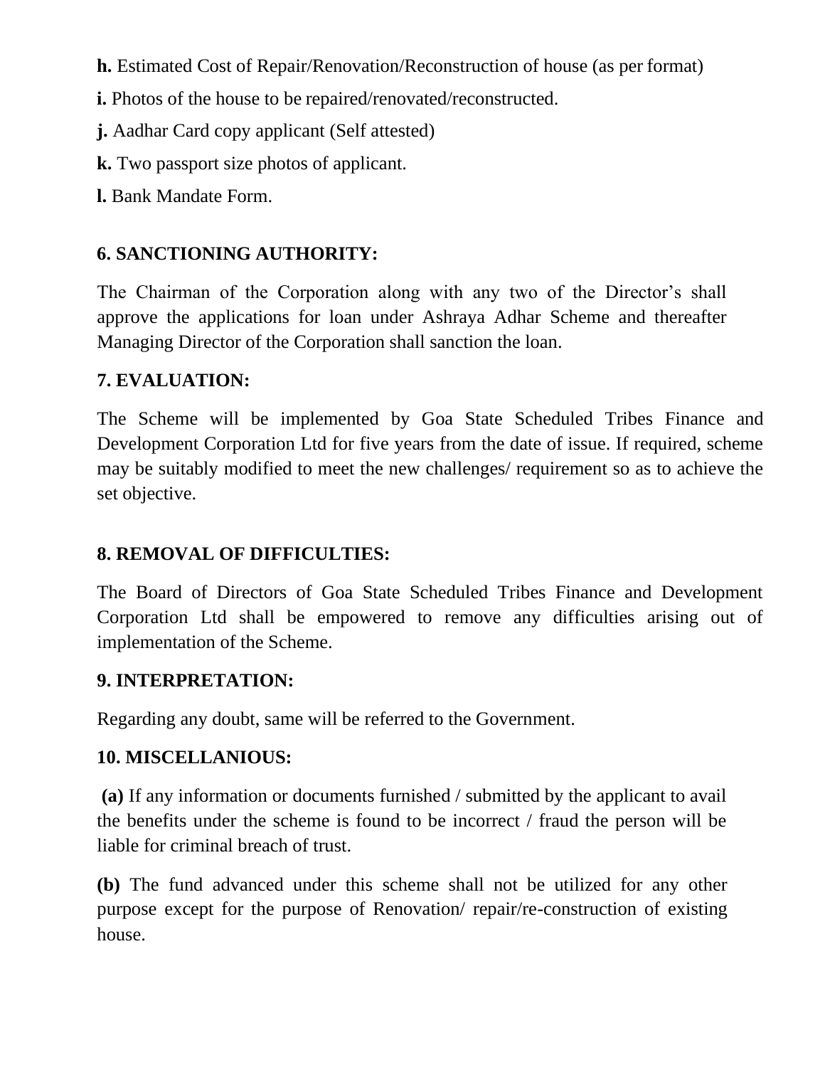**h.** Estimated Cost of Repair/Renovation/Reconstruction of house (as per format)

**i.** Photos of the house to be repaired/renovated/reconstructed.

**j.** Aadhar Card copy applicant (Self attested)

**k.** Two passport size photos of applicant.

**l.** Bank Mandate Form.

## 6. SANCTIONING AUTHORITY:

The Chairman of the Corporation along with any two of the Director's shall approve the applications for loan under Ashraya Adhar Scheme and thereafter Managing Director of the Corporation shall sanction the loan.

## 7. EVALUATION:

The Scheme will be implemented by Goa State Scheduled Tribes Finance and Development Corporation Ltd for five years from the date of issue. If required, scheme may be suitably modified to meet the new challenges/ requirement so as to achieve the set objective.

## 8. REMOVAL OF DIFFICULTIES:

The Board of Directors of Goa State Scheduled Tribes Finance and Development Corporation Ltd shall be empowered to remove any difficulties arising out of implementation of the Scheme.

## 9. INTERPRETATION:

Regarding any doubt, same will be referred to the Government.

## 10. MISCELLANIOUS:

**(a)** If any information or documents furnished / submitted by the applicant to avail the benefits under the scheme is found to be incorrect / fraud the person will be liable for criminal breach of trust.

**(b)** The fund advanced under this scheme shall not be utilized for any other purpose except for the purpose of Renovation/ repair/re-construction of existing house.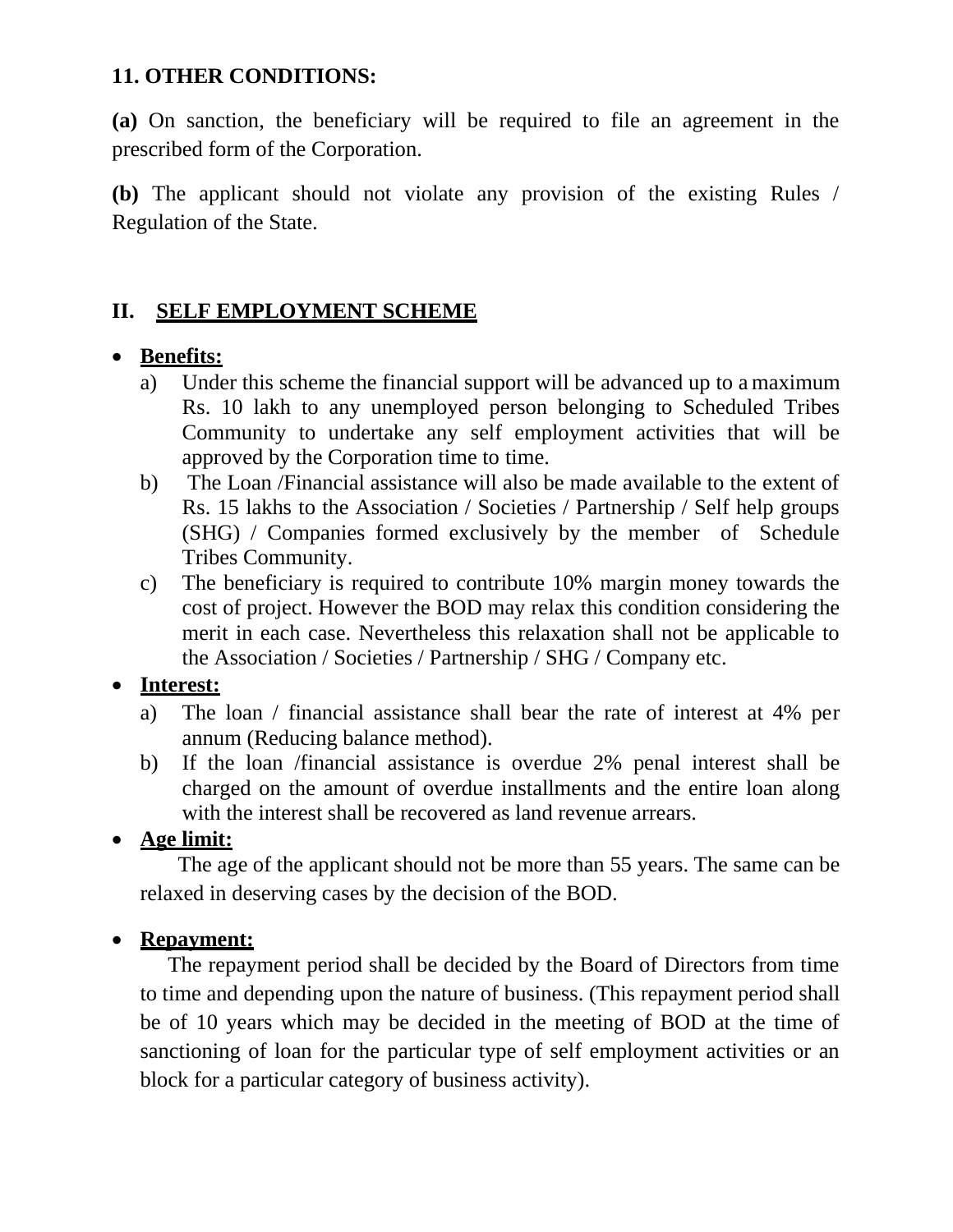**11. OTHER CONDITIONS:**

**(a)** On sanction, the beneficiary will be required to file an agreement in the prescribed form of the Corporation.

**(b)** The applicant should not violate any provision of the existing Rules / Regulation of the State.

## II. SELF EMPLOYMENT SCHEME

- **Benefits:**
  a) Under this scheme the financial support will be advanced up to a maximum Rs. 10 lakh to any unemployed person belonging to Scheduled Tribes Community to undertake any self employment activities that will be approved by the Corporation time to time.
  b) The Loan /Financial assistance will also be made available to the extent of Rs. 15 lakhs to the Association / Societies / Partnership / Self help groups (SHG) / Companies formed exclusively by the member of Schedule Tribes Community.
  c) The beneficiary is required to contribute 10% margin money towards the cost of project. However the BOD may relax this condition considering the merit in each case. Nevertheless this relaxation shall not be applicable to the Association / Societies / Partnership / SHG / Company etc.

- **Interest:**
  a) The loan / financial assistance shall bear the rate of interest at 4% per annum (Reducing balance method).
  b) If the loan /financial assistance is overdue 2% penal interest shall be charged on the amount of overdue installments and the entire loan along with the interest shall be recovered as land revenue arrears.

- **Age limit:**

  The age of the applicant should not be more than 55 years. The same can be relaxed in deserving cases by the decision of the BOD.

- **Repayment:**

  The repayment period shall be decided by the Board of Directors from time to time and depending upon the nature of business. (This repayment period shall be of 10 years which may be decided in the meeting of BOD at the time of sanctioning of loan for the particular type of self employment activities or an block for a particular category of business activity).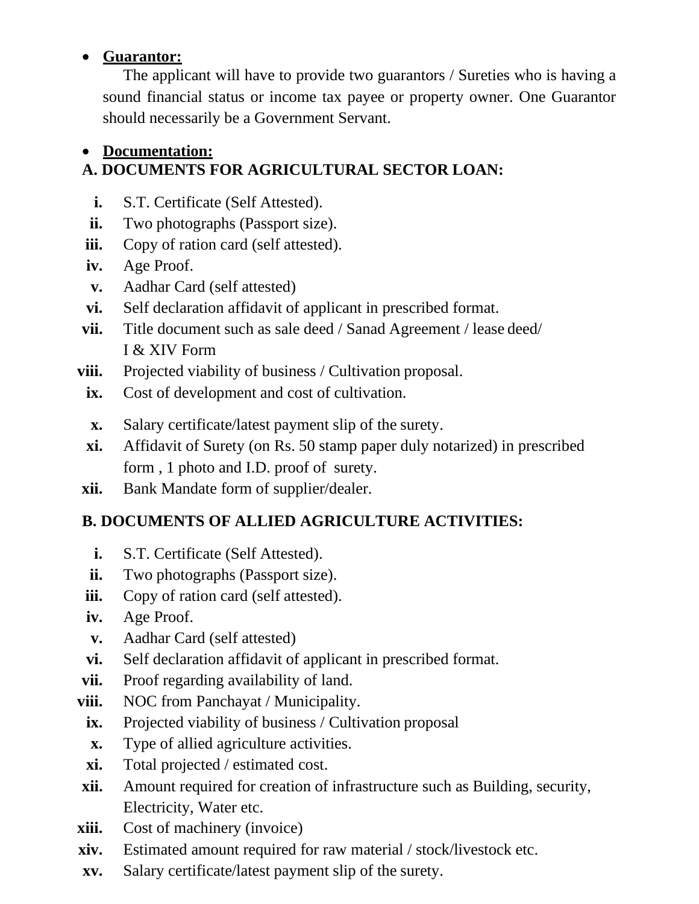- **Guarantor:**

  The applicant will have to provide two guarantors / Sureties who is having a sound financial status or income tax payee or property owner. One Guarantor should necessarily be a Government Servant.

- **Documentation:**

**A. DOCUMENTS FOR AGRICULTURAL SECTOR LOAN:**

- **i.** S.T. Certificate (Self Attested).
- **ii.** Two photographs (Passport size).
- **iii.** Copy of ration card (self attested).
- **iv.** Age Proof.
- **v.** Aadhar Card (self attested)
- **vi.** Self declaration affidavit of applicant in prescribed format.
- **vii.** Title document such as sale deed / Sanad Agreement / lease deed/ I & XIV Form
- **viii.** Projected viability of business / Cultivation proposal.
- **ix.** Cost of development and cost of cultivation.
- **x.** Salary certificate/latest payment slip of the surety.
- **xi.** Affidavit of Surety (on Rs. 50 stamp paper duly notarized) in prescribed form , 1 photo and I.D. proof of surety.
- **xii.** Bank Mandate form of supplier/dealer.

**B. DOCUMENTS OF ALLIED AGRICULTURE ACTIVITIES:**

- **i.** S.T. Certificate (Self Attested).
- **ii.** Two photographs (Passport size).
- **iii.** Copy of ration card (self attested).
- **iv.** Age Proof.
- **v.** Aadhar Card (self attested)
- **vi.** Self declaration affidavit of applicant in prescribed format.
- **vii.** Proof regarding availability of land.
- **viii.** NOC from Panchayat / Municipality.
- **ix.** Projected viability of business / Cultivation proposal
- **x.** Type of allied agriculture activities.
- **xi.** Total projected / estimated cost.
- **xii.** Amount required for creation of infrastructure such as Building, security, Electricity, Water etc.
- **xiii.** Cost of machinery (invoice)
- **xiv.** Estimated amount required for raw material / stock/livestock etc.
- **xv.** Salary certificate/latest payment slip of the surety.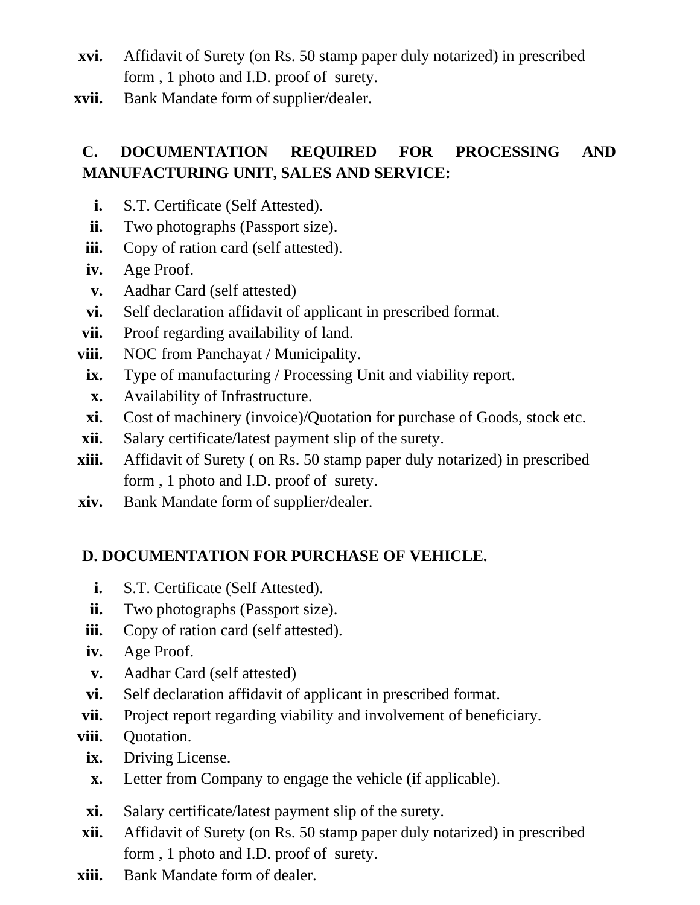xvi. Affidavit of Surety (on Rs. 50 stamp paper duly notarized) in prescribed form , 1 photo and I.D. proof of surety.

xvii. Bank Mandate form of supplier/dealer.

**C. DOCUMENTATION REQUIRED FOR PROCESSING AND MANUFACTURING UNIT, SALES AND SERVICE:**

- **i.** S.T. Certificate (Self Attested).
- **ii.** Two photographs (Passport size).
- **iii.** Copy of ration card (self attested).
- **iv.** Age Proof.
- **v.** Aadhar Card (self attested)
- **vi.** Self declaration affidavit of applicant in prescribed format.
- **vii.** Proof regarding availability of land.
- **viii.** NOC from Panchayat / Municipality.
- **ix.** Type of manufacturing / Processing Unit and viability report.
- **x.** Availability of Infrastructure.
- **xi.** Cost of machinery (invoice)/Quotation for purchase of Goods, stock etc.
- **xii.** Salary certificate/latest payment slip of the surety.
- **xiii.** Affidavit of Surety ( on Rs. 50 stamp paper duly notarized) in prescribed form , 1 photo and I.D. proof of surety.
- **xiv.** Bank Mandate form of supplier/dealer.

**D. DOCUMENTATION FOR PURCHASE OF VEHICLE.**

- **i.** S.T. Certificate (Self Attested).
- **ii.** Two photographs (Passport size).
- **iii.** Copy of ration card (self attested).
- **iv.** Age Proof.
- **v.** Aadhar Card (self attested)
- **vi.** Self declaration affidavit of applicant in prescribed format.
- **vii.** Project report regarding viability and involvement of beneficiary.
- **viii.** Quotation.
- **ix.** Driving License.
- **x.** Letter from Company to engage the vehicle (if applicable).
- **xi.** Salary certificate/latest payment slip of the surety.
- **xii.** Affidavit of Surety (on Rs. 50 stamp paper duly notarized) in prescribed form , 1 photo and I.D. proof of surety.
- **xiii.** Bank Mandate form of dealer.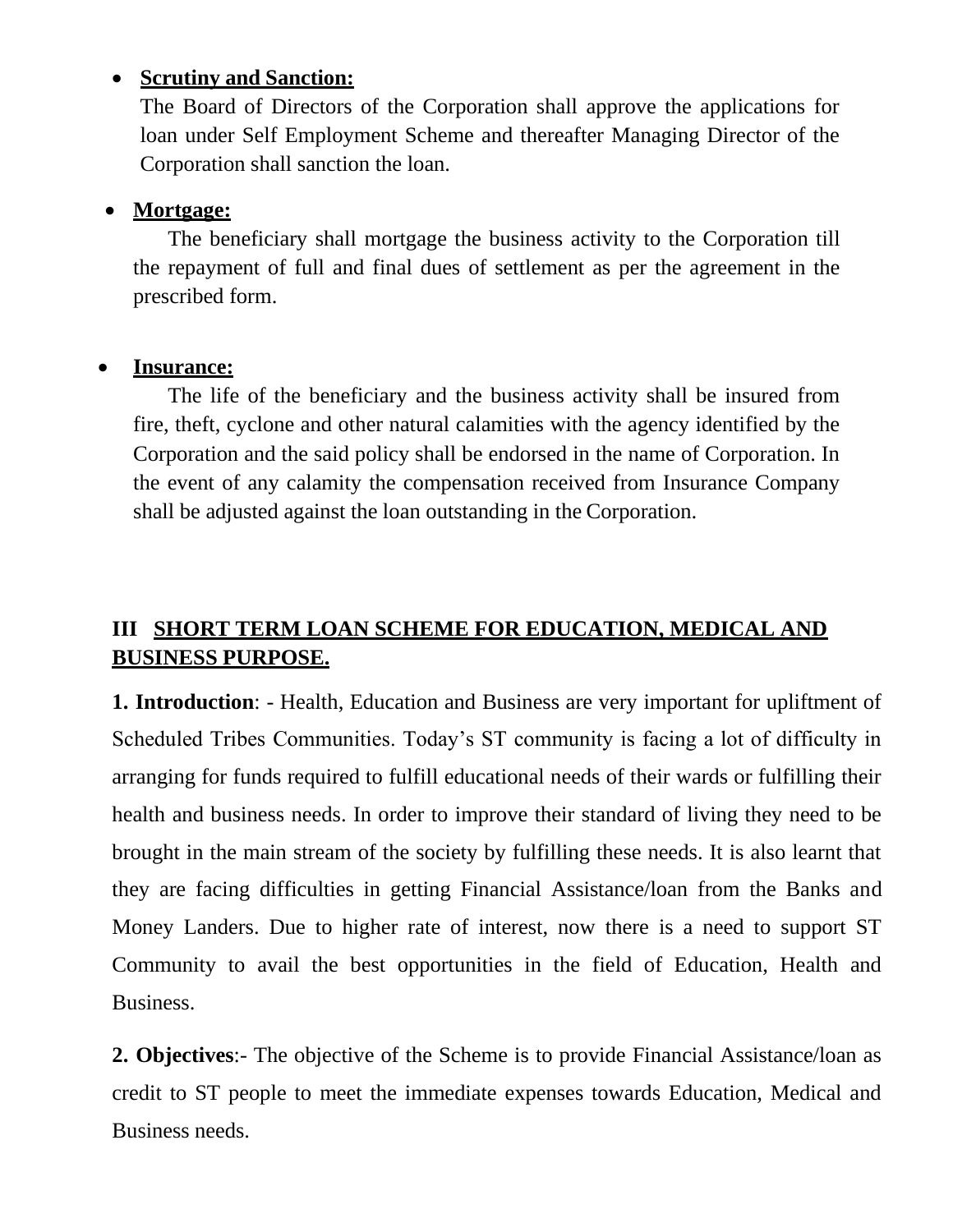- **Scrutiny and Sanction:**
  The Board of Directors of the Corporation shall approve the applications for loan under Self Employment Scheme and thereafter Managing Director of the Corporation shall sanction the loan.

- **Mortgage:**
  The beneficiary shall mortgage the business activity to the Corporation till the repayment of full and final dues of settlement as per the agreement in the prescribed form.

- **Insurance:**
  The life of the beneficiary and the business activity shall be insured from fire, theft, cyclone and other natural calamities with the agency identified by the Corporation and the said policy shall be endorsed in the name of Corporation. In the event of any calamity the compensation received from Insurance Company shall be adjusted against the loan outstanding in the Corporation.

## III SHORT TERM LOAN SCHEME FOR EDUCATION, MEDICAL AND BUSINESS PURPOSE.

**1. Introduction**: - Health, Education and Business are very important for upliftment of Scheduled Tribes Communities. Today's ST community is facing a lot of difficulty in arranging for funds required to fulfill educational needs of their wards or fulfilling their health and business needs. In order to improve their standard of living they need to be brought in the main stream of the society by fulfilling these needs. It is also learnt that they are facing difficulties in getting Financial Assistance/loan from the Banks and Money Landers. Due to higher rate of interest, now there is a need to support ST Community to avail the best opportunities in the field of Education, Health and Business.

**2. Objectives**:- The objective of the Scheme is to provide Financial Assistance/loan as credit to ST people to meet the immediate expenses towards Education, Medical and Business needs.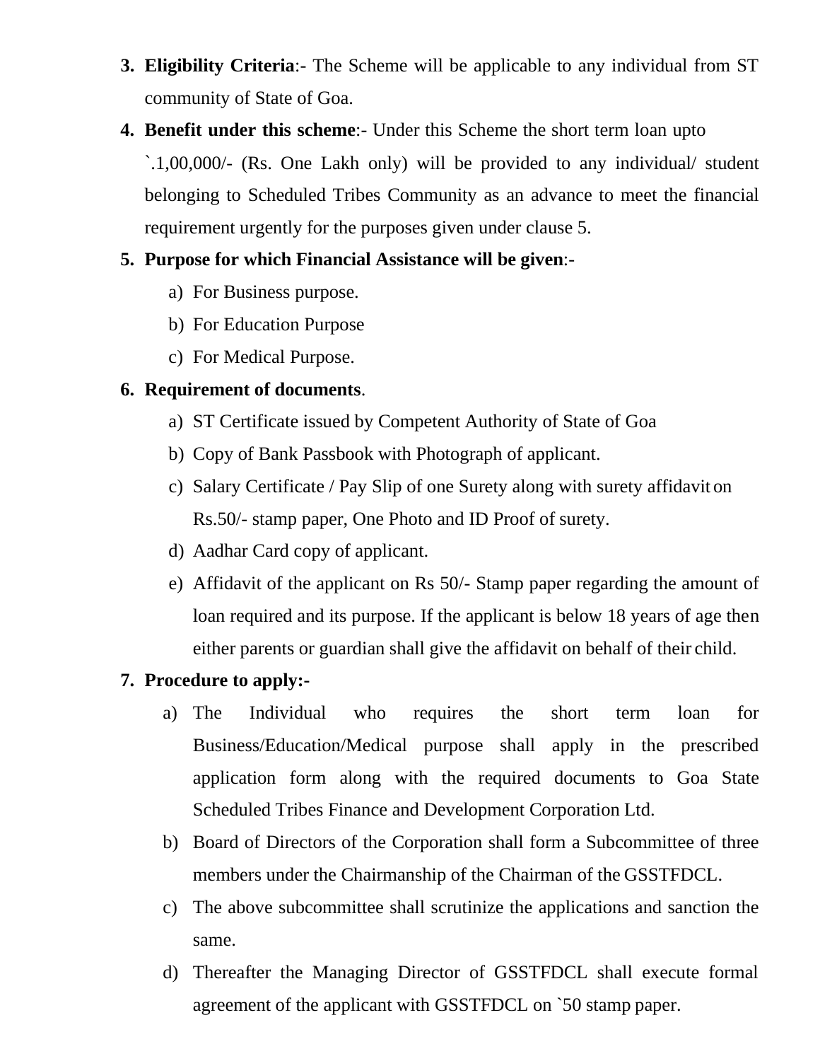3. **Eligibility Criteria**:- The Scheme will be applicable to any individual from ST community of State of Goa.
4. **Benefit under this scheme**:- Under this Scheme the short term loan upto `.1,00,000/- (Rs. One Lakh only) will be provided to any individual/ student belonging to Scheduled Tribes Community as an advance to meet the financial requirement urgently for the purposes given under clause 5.
5. **Purpose for which Financial Assistance will be given**:-
   a) For Business purpose.
   b) For Education Purpose
   c) For Medical Purpose.
6. **Requirement of documents**.
   a) ST Certificate issued by Competent Authority of State of Goa
   b) Copy of Bank Passbook with Photograph of applicant.
   c) Salary Certificate / Pay Slip of one Surety along with surety affidavit on Rs.50/- stamp paper, One Photo and ID Proof of surety.
   d) Aadhar Card copy of applicant.
   e) Affidavit of the applicant on Rs 50/- Stamp paper regarding the amount of loan required and its purpose. If the applicant is below 18 years of age then either parents or guardian shall give the affidavit on behalf of their child.
7. **Procedure to apply:-**
   a) The Individual who requires the short term loan for Business/Education/Medical purpose shall apply in the prescribed application form along with the required documents to Goa State Scheduled Tribes Finance and Development Corporation Ltd.
   b) Board of Directors of the Corporation shall form a Subcommittee of three members under the Chairmanship of the Chairman of the GSSTFDCL.
   c) The above subcommittee shall scrutinize the applications and sanction the same.
   d) Thereafter the Managing Director of GSSTFDCL shall execute formal agreement of the applicant with GSSTFDCL on `50 stamp paper.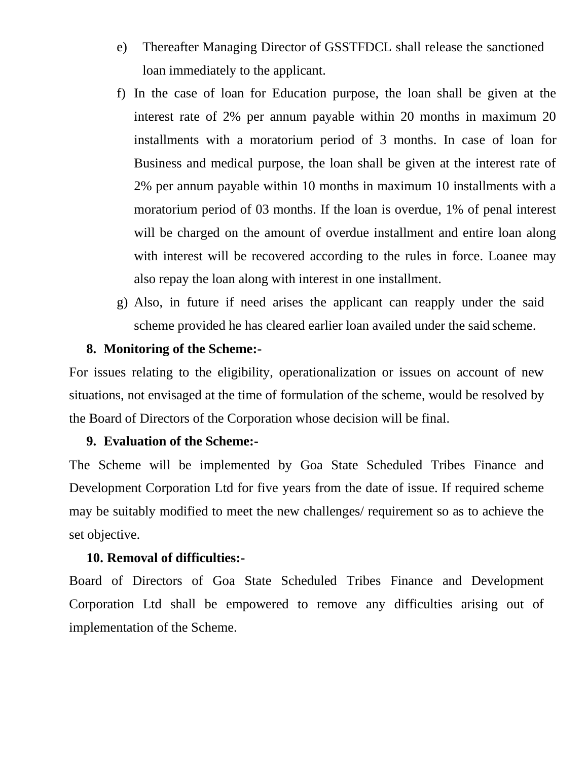e) Thereafter Managing Director of GSSTFDCL shall release the sanctioned loan immediately to the applicant.

f) In the case of loan for Education purpose, the loan shall be given at the interest rate of 2% per annum payable within 20 months in maximum 20 installments with a moratorium period of 3 months. In case of loan for Business and medical purpose, the loan shall be given at the interest rate of 2% per annum payable within 10 months in maximum 10 installments with a moratorium period of 03 months. If the loan is overdue, 1% of penal interest will be charged on the amount of overdue installment and entire loan along with interest will be recovered according to the rules in force. Loanee may also repay the loan along with interest in one installment.

g) Also, in future if need arises the applicant can reapply under the said scheme provided he has cleared earlier loan availed under the said scheme.

**8. Monitoring of the Scheme:-**

For issues relating to the eligibility, operationalization or issues on account of new situations, not envisaged at the time of formulation of the scheme, would be resolved by the Board of Directors of the Corporation whose decision will be final.

**9. Evaluation of the Scheme:-**

The Scheme will be implemented by Goa State Scheduled Tribes Finance and Development Corporation Ltd for five years from the date of issue. If required scheme may be suitably modified to meet the new challenges/ requirement so as to achieve the set objective.

**10. Removal of difficulties:-**

Board of Directors of Goa State Scheduled Tribes Finance and Development Corporation Ltd shall be empowered to remove any difficulties arising out of implementation of the Scheme.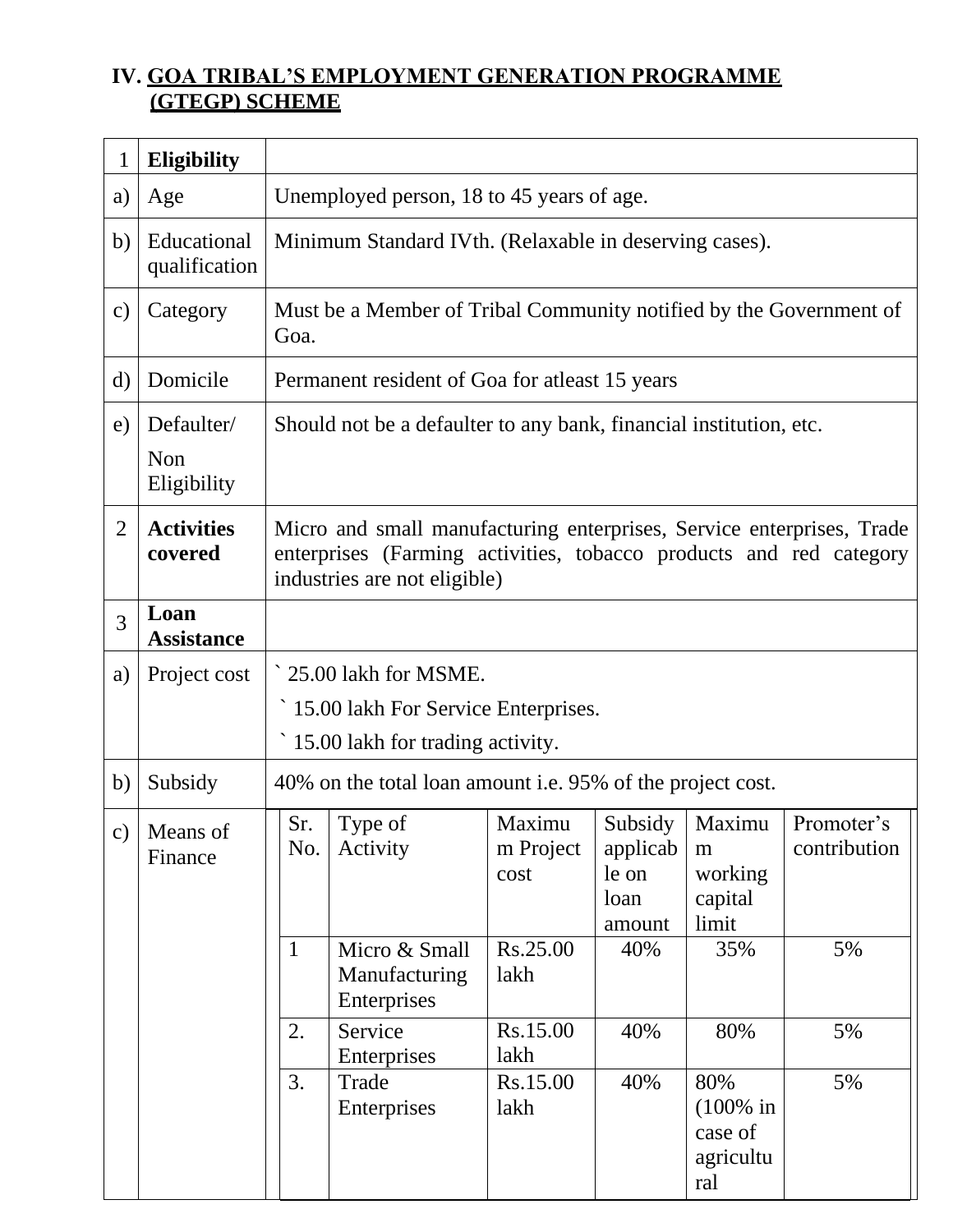## IV. GOA TRIBAL'S EMPLOYMENT GENERATION PROGRAMME (GTEGP) SCHEME

| 1 | **Eligibility** | |
|---|---|---|
| a) | Age | Unemployed person, 18 to 45 years of age. |
| b) | Educational qualification | Minimum Standard IVth. (Relaxable in deserving cases). |
| c) | Category | Must be a Member of Tribal Community notified by the Government of Goa. |
| d) | Domicile | Permanent resident of Goa for atleast 15 years |
| e) | Defaulter/ Non Eligibility | Should not be a defaulter to any bank, financial institution, etc. |
| 2 | **Activities covered** | Micro and small manufacturing enterprises, Service enterprises, Trade enterprises (Farming activities, tobacco products and red category industries are not eligible) |
| 3 | **Loan Assistance** | |
| a) | Project cost | ` 25.00 lakh for MSME.<br>` 15.00 lakh For Service Enterprises.<br>` 15.00 lakh for trading activity. |
| b) | Subsidy | 40% on the total loan amount i.e. 95% of the project cost. |
| c) | Means of Finance | (see table below) |

| Sr. No. | Type of Activity | Maximum Project cost | Subsidy applicable on loan amount | Maximum working capital limit | Promoter's contribution |
|---|---|---|---|---|---|
| 1 | Micro & Small Manufacturing Enterprises | Rs.25.00 lakh | 40% | 35% | 5% |
| 2. | Service Enterprises | Rs.15.00 lakh | 40% | 80% | 5% |
| 3. | Trade Enterprises | Rs.15.00 lakh | 40% | 80% (100% in case of agricultural | 5% |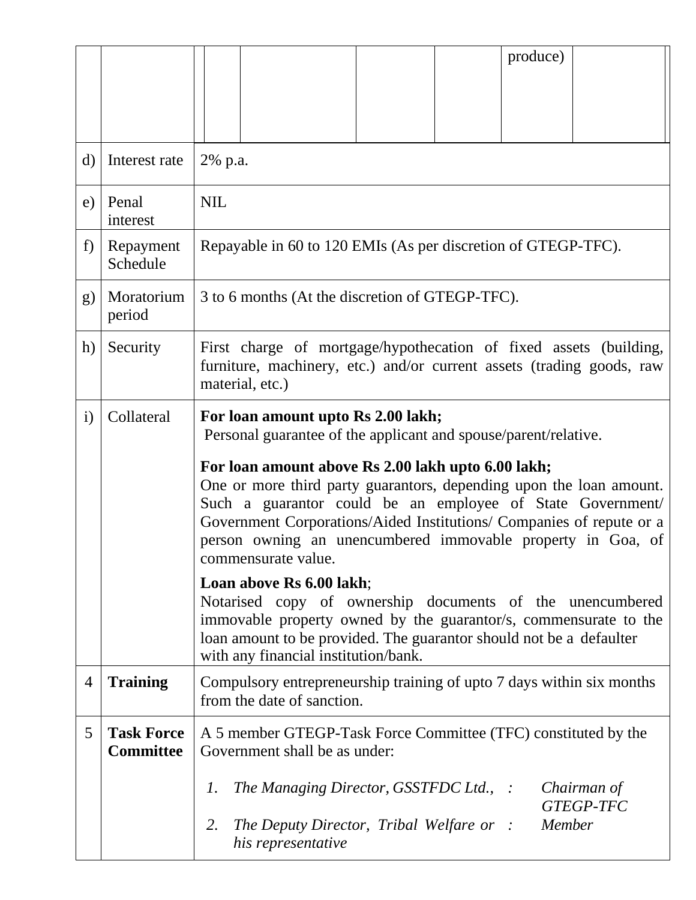| | | |
|---|---|---|
| | | produce) |
| d) | Interest rate | 2% p.a. |
| e) | Penal interest | NIL |
| f) | Repayment Schedule | Repayable in 60 to 120 EMIs (As per discretion of GTEGP-TFC). |
| g) | Moratorium period | 3 to 6 months (At the discretion of GTEGP-TFC). |
| h) | Security | First charge of mortgage/hypothecation of fixed assets (building, furniture, machinery, etc.) and/or current assets (trading goods, raw material, etc.) |
| i) | Collateral | **For loan amount upto Rs 2.00 lakh;** Personal guarantee of the applicant and spouse/parent/relative. **For loan amount above Rs 2.00 lakh upto 6.00 lakh;** One or more third party guarantors, depending upon the loan amount. Such a guarantor could be an employee of State Government/ Government Corporations/Aided Institutions/ Companies of repute or a person owning an unencumbered immovable property in Goa, of commensurate value. **Loan above Rs 6.00 lakh**; Notarised copy of ownership documents of the unencumbered immovable property owned by the guarantor/s, commensurate to the loan amount to be provided. The guarantor should not be a defaulter with any financial institution/bank. |
| 4 | **Training** | Compulsory entrepreneurship training of upto 7 days within six months from the date of sanction. |
| 5 | **Task Force Committee** | A 5 member GTEGP-Task Force Committee (TFC) constituted by the Government shall be as under: 1. *The Managing Director, GSSTFDC Ltd.,* : *Chairman of GTEGP-TFC* 2. *The Deputy Director, Tribal Welfare or his representative* : *Member* |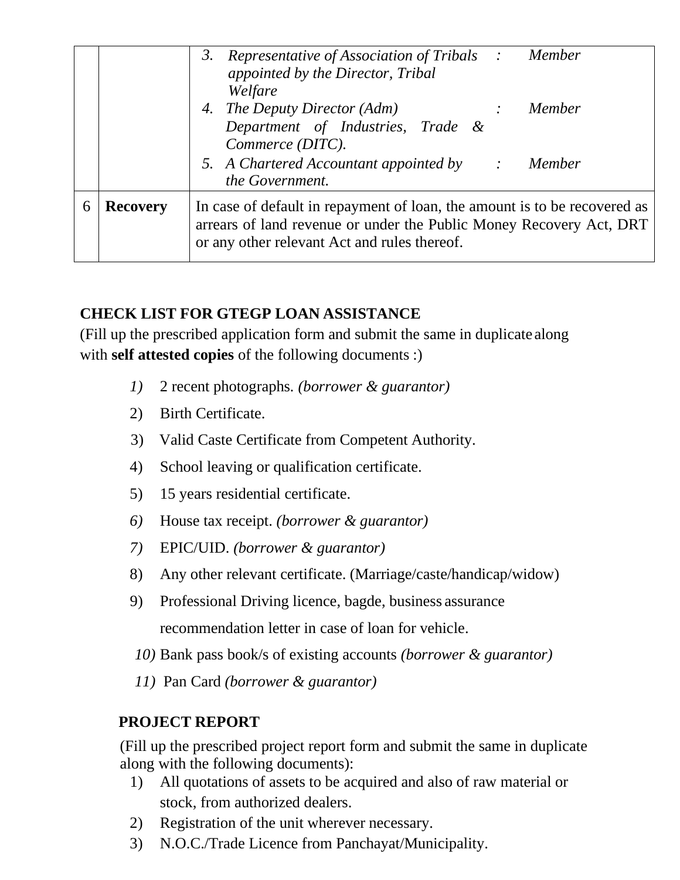| | | |
|---|---|---|
| | | 3. *Representative of Association of Tribals appointed by the Director, Tribal Welfare* : *Member*<br>4. *The Deputy Director (Adm) Department of Industries, Trade & Commerce (DITC).* : *Member*<br>5. *A Chartered Accountant appointed by the Government.* : *Member* |
| 6 | **Recovery** | In case of default in repayment of loan, the amount is to be recovered as arrears of land revenue or under the Public Money Recovery Act, DRT or any other relevant Act and rules thereof. |

**CHECK LIST FOR GTEGP LOAN ASSISTANCE**

(Fill up the prescribed application form and submit the same in duplicate along with **self attested copies** of the following documents :)

1) 2 recent photographs. *(borrower & guarantor)*
2) Birth Certificate.
3) Valid Caste Certificate from Competent Authority.
4) School leaving or qualification certificate.
5) 15 years residential certificate.
6) House tax receipt. *(borrower & guarantor)*
7) EPIC/UID. *(borrower & guarantor)*
8) Any other relevant certificate. (Marriage/caste/handicap/widow)
9) Professional Driving licence, bagde, business assurance recommendation letter in case of loan for vehicle.
10) Bank pass book/s of existing accounts *(borrower & guarantor)*
11) Pan Card *(borrower & guarantor)*

**PROJECT REPORT**

(Fill up the prescribed project report form and submit the same in duplicate along with the following documents):

1) All quotations of assets to be acquired and also of raw material or stock, from authorized dealers.
2) Registration of the unit wherever necessary.
3) N.O.C./Trade Licence from Panchayat/Municipality.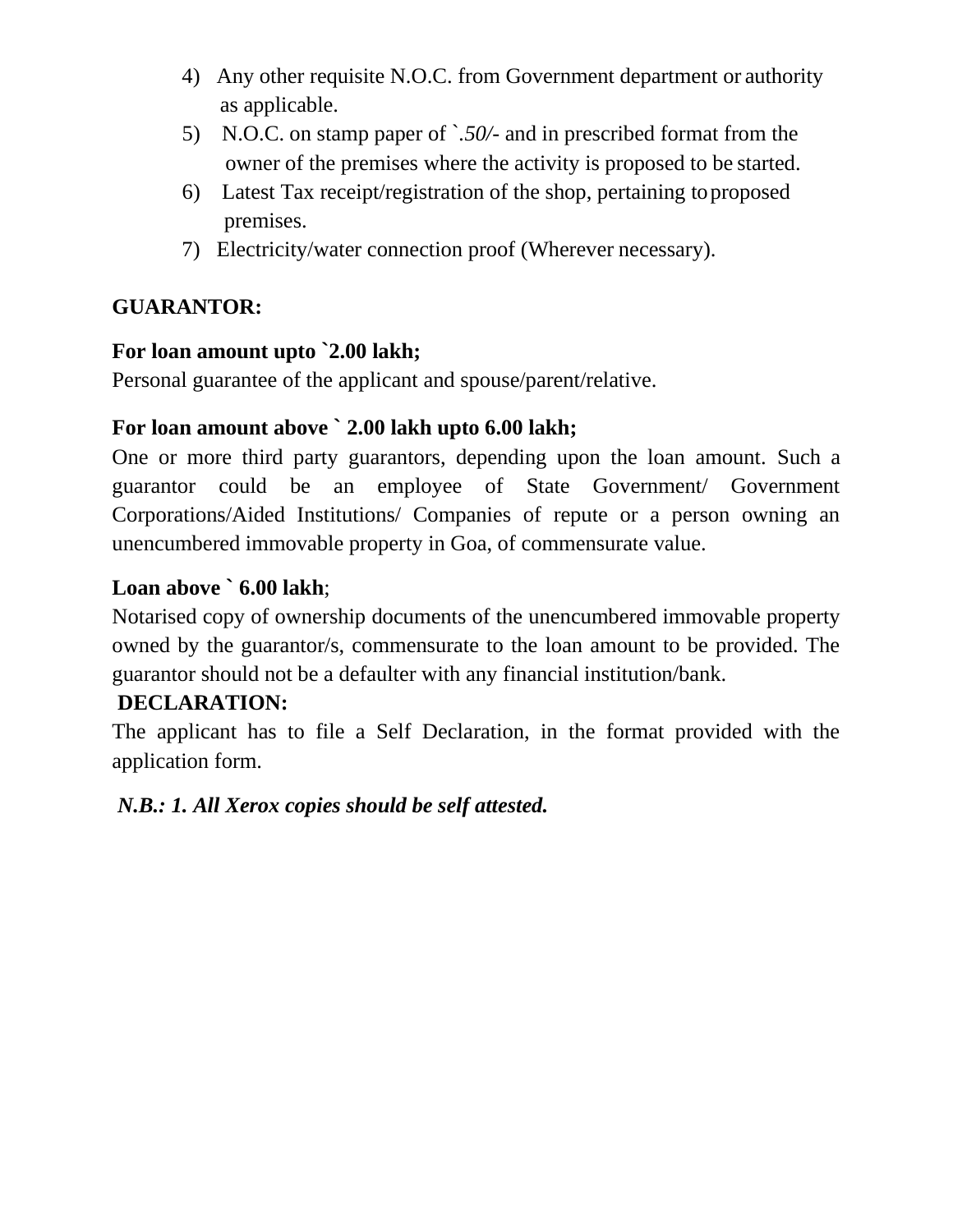4) Any other requisite N.O.C. from Government department or authority as applicable.
5) N.O.C. on stamp paper of `.*50/-* and in prescribed format from the owner of the premises where the activity is proposed to be started.
6) Latest Tax receipt/registration of the shop, pertaining to proposed premises.
7) Electricity/water connection proof (Wherever necessary).

**GUARANTOR:**

**For loan amount upto `2.00 lakh;**
Personal guarantee of the applicant and spouse/parent/relative.

**For loan amount above ` 2.00 lakh upto 6.00 lakh;**
One or more third party guarantors, depending upon the loan amount. Such a guarantor could be an employee of State Government/ Government Corporations/Aided Institutions/ Companies of repute or a person owning an unencumbered immovable property in Goa, of commensurate value.

**Loan above ` 6.00 lakh**;
Notarised copy of ownership documents of the unencumbered immovable property owned by the guarantor/s, commensurate to the loan amount to be provided. The guarantor should not be a defaulter with any financial institution/bank.

**DECLARATION:**
The applicant has to file a Self Declaration, in the format provided with the application form.

***N.B.: 1. All Xerox copies should be self attested.***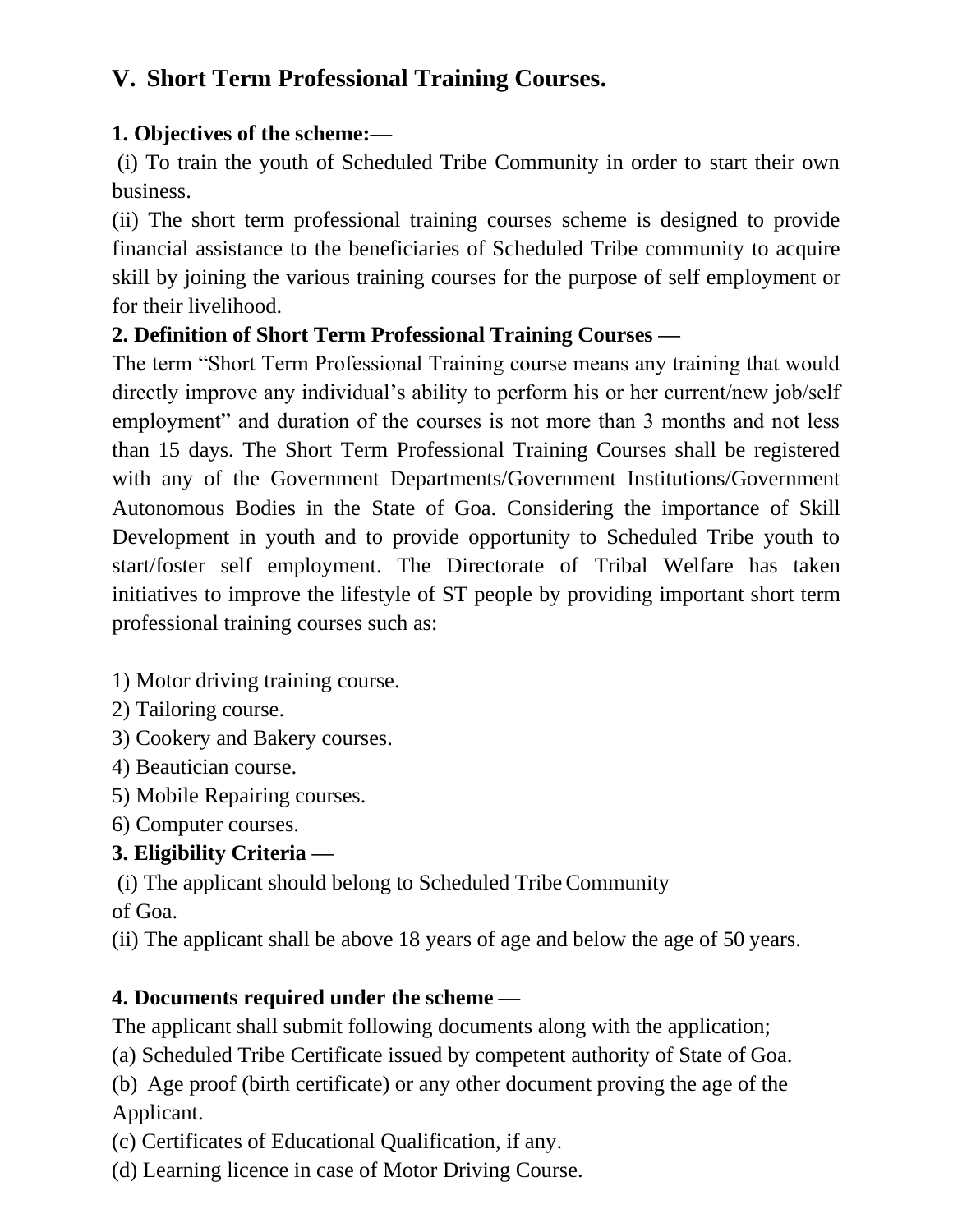## V. Short Term Professional Training Courses.

**1. Objectives of the scheme:—**

(i) To train the youth of Scheduled Tribe Community in order to start their own business.

(ii) The short term professional training courses scheme is designed to provide financial assistance to the beneficiaries of Scheduled Tribe community to acquire skill by joining the various training courses for the purpose of self employment or for their livelihood.

**2. Definition of Short Term Professional Training Courses —**

The term "Short Term Professional Training course means any training that would directly improve any individual's ability to perform his or her current/new job/self employment" and duration of the courses is not more than 3 months and not less than 15 days. The Short Term Professional Training Courses shall be registered with any of the Government Departments/Government Institutions/Government Autonomous Bodies in the State of Goa. Considering the importance of Skill Development in youth and to provide opportunity to Scheduled Tribe youth to start/foster self employment. The Directorate of Tribal Welfare has taken initiatives to improve the lifestyle of ST people by providing important short term professional training courses such as:

1) Motor driving training course.
2) Tailoring course.
3) Cookery and Bakery courses.
4) Beautician course.
5) Mobile Repairing courses.
6) Computer courses.

**3. Eligibility Criteria —**

(i) The applicant should belong to Scheduled Tribe Community of Goa.

(ii) The applicant shall be above 18 years of age and below the age of 50 years.

**4. Documents required under the scheme —**

The applicant shall submit following documents along with the application;

(a) Scheduled Tribe Certificate issued by competent authority of State of Goa.

(b) Age proof (birth certificate) or any other document proving the age of the Applicant.

(c) Certificates of Educational Qualification, if any.

(d) Learning licence in case of Motor Driving Course.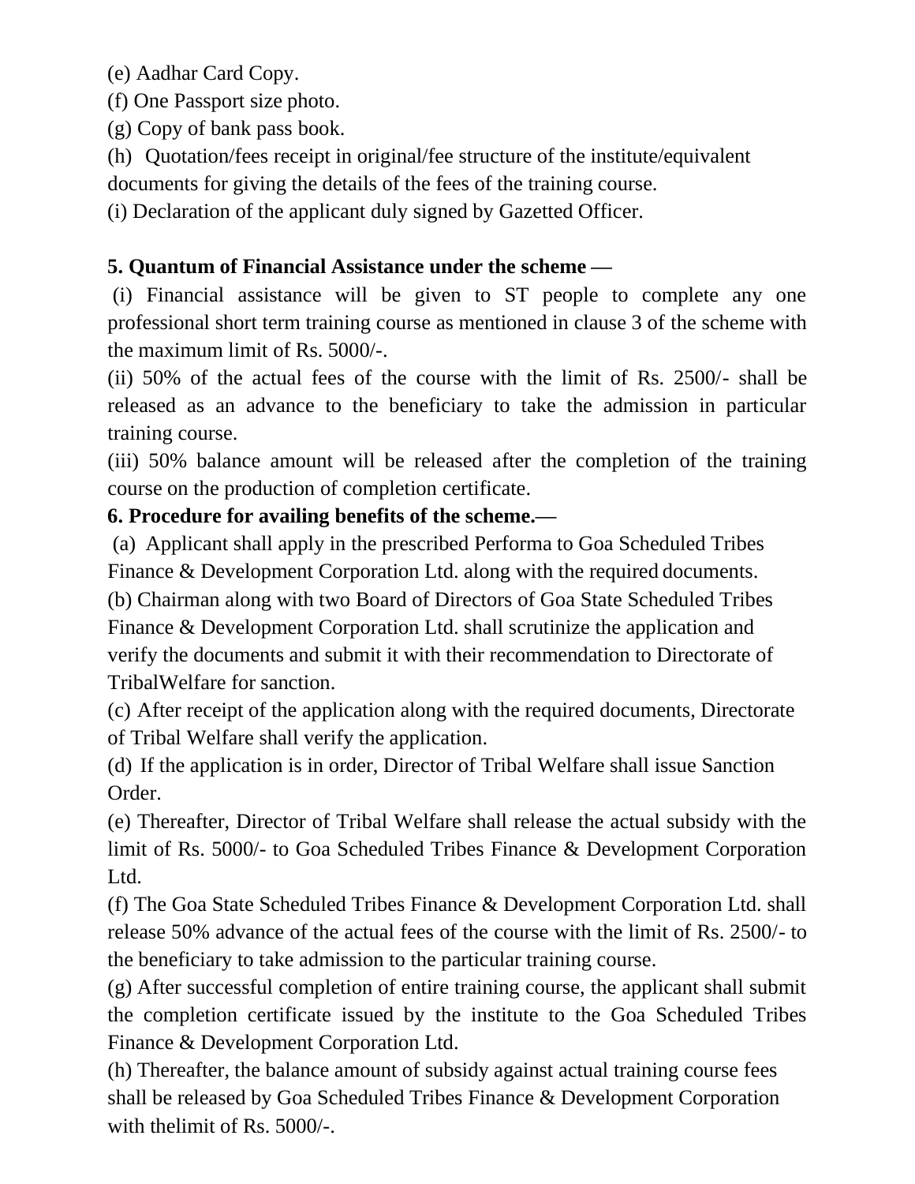(e) Aadhar Card Copy.

(f) One Passport size photo.

(g) Copy of bank pass book.

(h) Quotation/fees receipt in original/fee structure of the institute/equivalent documents for giving the details of the fees of the training course.

(i) Declaration of the applicant duly signed by Gazetted Officer.

**5. Quantum of Financial Assistance under the scheme —**

(i) Financial assistance will be given to ST people to complete any one professional short term training course as mentioned in clause 3 of the scheme with the maximum limit of Rs. 5000/-.

(ii) 50% of the actual fees of the course with the limit of Rs. 2500/- shall be released as an advance to the beneficiary to take the admission in particular training course.

(iii) 50% balance amount will be released after the completion of the training course on the production of completion certificate.

**6. Procedure for availing benefits of the scheme.—**

(a) Applicant shall apply in the prescribed Performa to Goa Scheduled Tribes Finance & Development Corporation Ltd. along with the required documents.

(b) Chairman along with two Board of Directors of Goa State Scheduled Tribes Finance & Development Corporation Ltd. shall scrutinize the application and verify the documents and submit it with their recommendation to Directorate of TribalWelfare for sanction.

(c) After receipt of the application along with the required documents, Directorate of Tribal Welfare shall verify the application.

(d) If the application is in order, Director of Tribal Welfare shall issue Sanction Order.

(e) Thereafter, Director of Tribal Welfare shall release the actual subsidy with the limit of Rs. 5000/- to Goa Scheduled Tribes Finance & Development Corporation Ltd.

(f) The Goa State Scheduled Tribes Finance & Development Corporation Ltd. shall release 50% advance of the actual fees of the course with the limit of Rs. 2500/- to the beneficiary to take admission to the particular training course.

(g) After successful completion of entire training course, the applicant shall submit the completion certificate issued by the institute to the Goa Scheduled Tribes Finance & Development Corporation Ltd.

(h) Thereafter, the balance amount of subsidy against actual training course fees shall be released by Goa Scheduled Tribes Finance & Development Corporation with thelimit of Rs. 5000/-.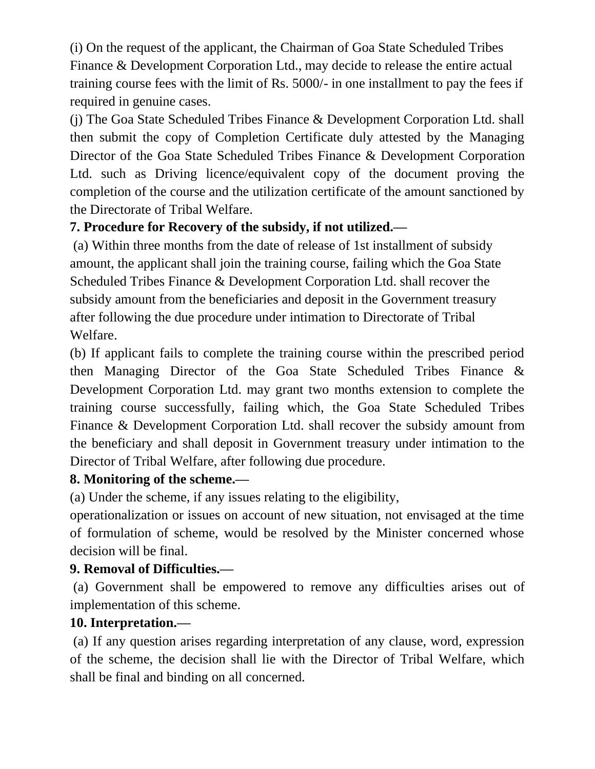(i) On the request of the applicant, the Chairman of Goa State Scheduled Tribes Finance & Development Corporation Ltd., may decide to release the entire actual training course fees with the limit of Rs. 5000/- in one installment to pay the fees if required in genuine cases.

(j) The Goa State Scheduled Tribes Finance & Development Corporation Ltd. shall then submit the copy of Completion Certificate duly attested by the Managing Director of the Goa State Scheduled Tribes Finance & Development Corporation Ltd. such as Driving licence/equivalent copy of the document proving the completion of the course and the utilization certificate of the amount sanctioned by the Directorate of Tribal Welfare.

**7. Procedure for Recovery of the subsidy, if not utilized.—**

(a) Within three months from the date of release of 1st installment of subsidy amount, the applicant shall join the training course, failing which the Goa State Scheduled Tribes Finance & Development Corporation Ltd. shall recover the subsidy amount from the beneficiaries and deposit in the Government treasury after following the due procedure under intimation to Directorate of Tribal Welfare.

(b) If applicant fails to complete the training course within the prescribed period then Managing Director of the Goa State Scheduled Tribes Finance & Development Corporation Ltd. may grant two months extension to complete the training course successfully, failing which, the Goa State Scheduled Tribes Finance & Development Corporation Ltd. shall recover the subsidy amount from the beneficiary and shall deposit in Government treasury under intimation to the Director of Tribal Welfare, after following due procedure.

**8. Monitoring of the scheme.—**

(a) Under the scheme, if any issues relating to the eligibility, operationalization or issues on account of new situation, not envisaged at the time of formulation of scheme, would be resolved by the Minister concerned whose decision will be final.

**9. Removal of Difficulties.—**

(a) Government shall be empowered to remove any difficulties arises out of implementation of this scheme.

**10. Interpretation.—**

(a) If any question arises regarding interpretation of any clause, word, expression of the scheme, the decision shall lie with the Director of Tribal Welfare, which shall be final and binding on all concerned.